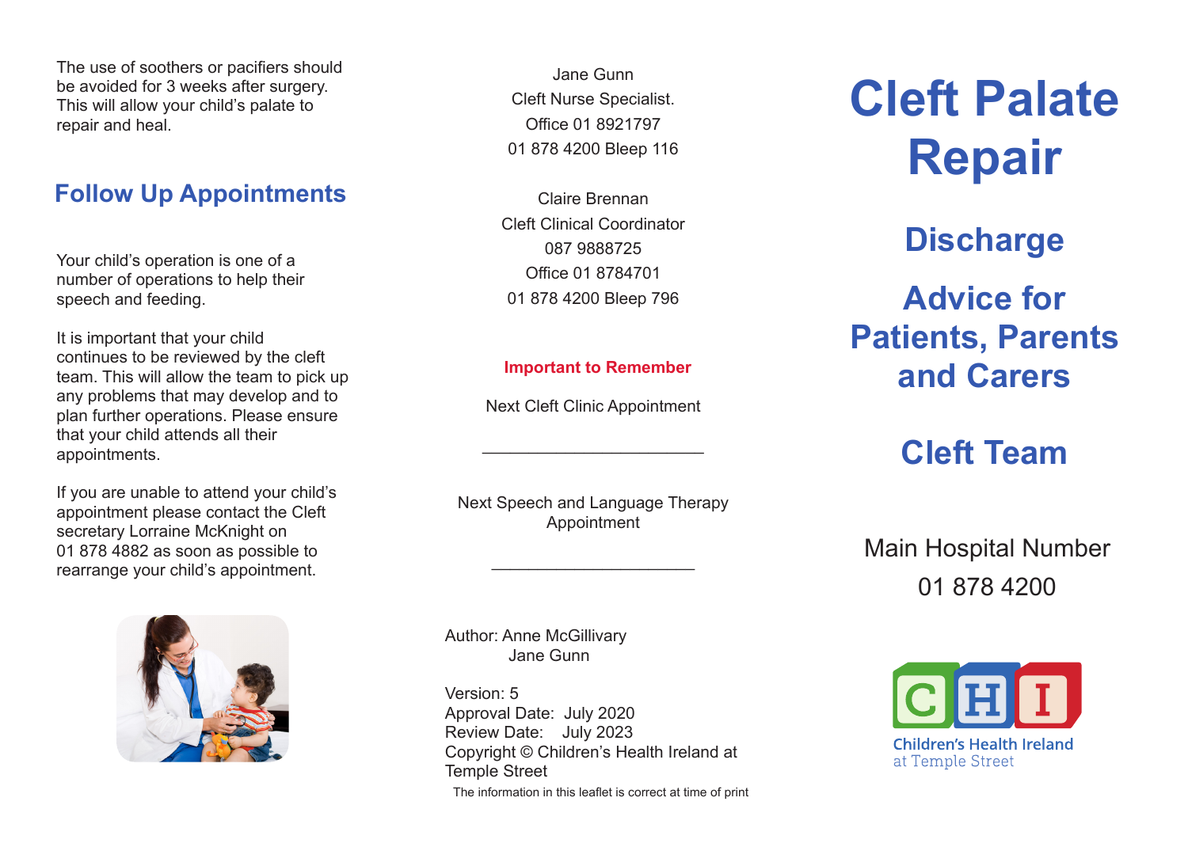The use of soothers or pacifiers should be avoided for 3 weeks after surgery. This will allow your child's palate to repair and heal.

## Follow Up Appointments

Your child's operation is one of a number of operations to help their speech and feeding.

It is important that your child continues to be reviewed by the cleft team. This will allow the team to pick up any problems that may develop and to plan further operations. Please ensure that your child attends all their appointments.

If you are unable to attend your child's appointment please contact the Cleft secretary Lorraine McKnight on 01 878 4882 as soon as possible to rearrange your child's appointment.

Jane Gunn
Cleft Nurse Specialist.
Office 01 8921797
01 878 4200 Bleep 116

Claire Brennan
Cleft Clinical Coordinator
087 9888725
Office 01 8784701
01 878 4200 Bleep 796

**Important to Remember**

Next Cleft Clinic Appointment

______________________

Next Speech and Language Therapy Appointment

______________________

Author: Anne McGillivary
Jane Gunn

Version: 5
Approval Date: July 2020
Review Date: July 2023
Copyright © Children's Health Ireland at Temple Street

The information in this leaflet is correct at time of print

# Cleft Palate Repair

## Discharge

## Advice for Patients, Parents and Carers

## Cleft Team

Main Hospital Number
01 878 4200

Children's Health Ireland
at Temple Street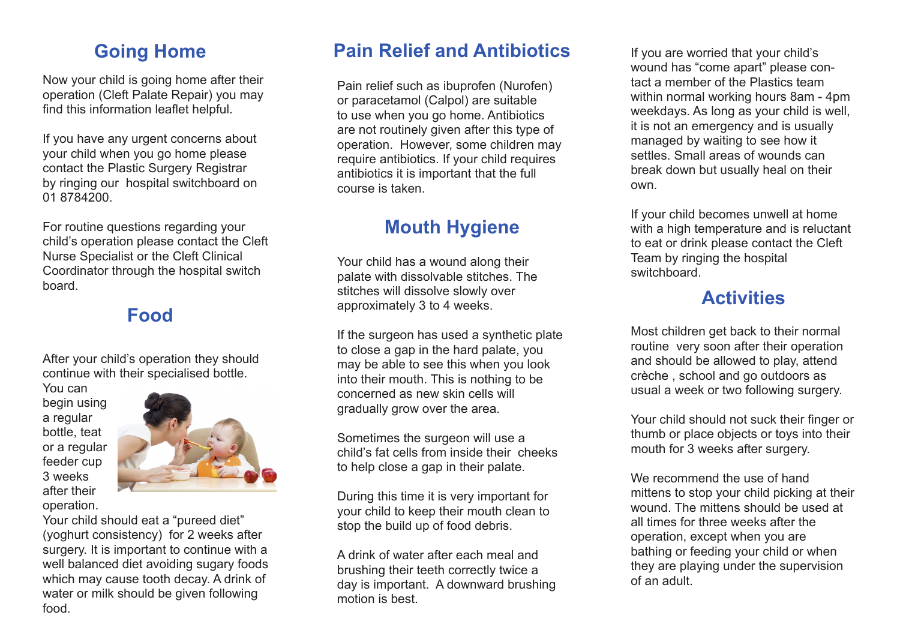## Going Home

Now your child is going home after their operation (Cleft Palate Repair) you may find this information leaflet helpful.

If you have any urgent concerns about your child when you go home please contact the Plastic Surgery Registrar by ringing our hospital switchboard on 01 8784200.

For routine questions regarding your child's operation please contact the Cleft Nurse Specialist or the Cleft Clinical Coordinator through the hospital switch board.

## Food

After your child's operation they should continue with their specialised bottle. You can begin using a regular bottle, teat or a regular feeder cup 3 weeks after their operation.

Your child should eat a "pureed diet" (yoghurt consistency) for 2 weeks after surgery. It is important to continue with a well balanced diet avoiding sugary foods which may cause tooth decay. A drink of water or milk should be given following food.

## Pain Relief and Antibiotics

Pain relief such as ibuprofen (Nurofen) or paracetamol (Calpol) are suitable to use when you go home. Antibiotics are not routinely given after this type of operation. However, some children may require antibiotics. If your child requires antibiotics it is important that the full course is taken.

## Mouth Hygiene

Your child has a wound along their palate with dissolvable stitches. The stitches will dissolve slowly over approximately 3 to 4 weeks.

If the surgeon has used a synthetic plate to close a gap in the hard palate, you may be able to see this when you look into their mouth. This is nothing to be concerned as new skin cells will gradually grow over the area.

Sometimes the surgeon will use a child's fat cells from inside their cheeks to help close a gap in their palate.

During this time it is very important for your child to keep their mouth clean to stop the build up of food debris.

A drink of water after each meal and brushing their teeth correctly twice a day is important. A downward brushing motion is best.

If you are worried that your child's wound has "come apart" please contact a member of the Plastics team within normal working hours 8am - 4pm weekdays. As long as your child is well, it is not an emergency and is usually managed by waiting to see how it settles. Small areas of wounds can break down but usually heal on their own.

If your child becomes unwell at home with a high temperature and is reluctant to eat or drink please contact the Cleft Team by ringing the hospital switchboard.

## Activities

Most children get back to their normal routine very soon after their operation and should be allowed to play, attend crèche , school and go outdoors as usual a week or two following surgery.

Your child should not suck their finger or thumb or place objects or toys into their mouth for 3 weeks after surgery.

We recommend the use of hand mittens to stop your child picking at their wound. The mittens should be used at all times for three weeks after the operation, except when you are bathing or feeding your child or when they are playing under the supervision of an adult.